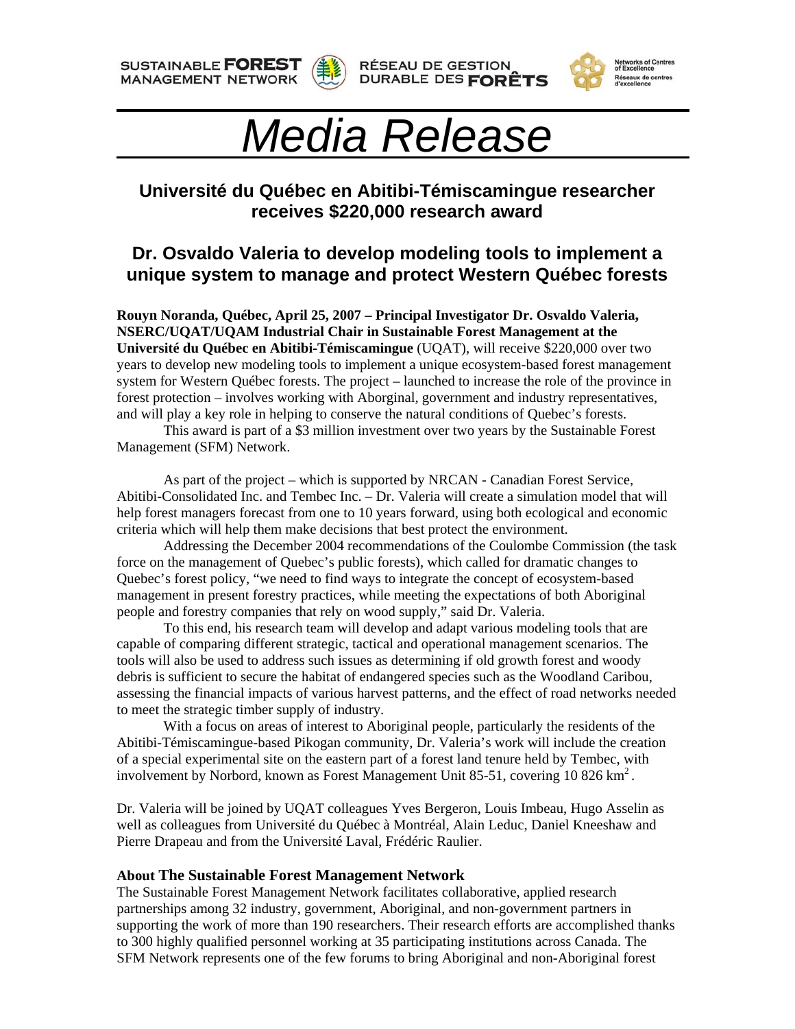SUSTAINABLE **FOREST** MANAGEMENT NETWORK — RÉSEAU DE GESTION DURABLE DES **FORÊTS** — Networks of Centres of Excellence / Réseaux de centres d'excellence

# *Media Release*

## Université du Québec en Abitibi-Témiscamingue researcher receives $220,000 research award

## Dr. Osvaldo Valeria to develop modeling tools to implement a unique system to manage and protect Western Québec forests

**Rouyn Noranda, Québec, April 25, 2007 – Principal Investigator Dr. Osvaldo Valeria, NSERC/UQAT/UQAM Industrial Chair in Sustainable Forest Management at the Université du Québec en Abitibi-Témiscamingue** (UQAT), will receive $220,000 over two years to develop new modeling tools to implement a unique ecosystem-based forest management system for Western Québec forests. The project – launched to increase the role of the province in forest protection – involves working with Aborginal, government and industry representatives, and will play a key role in helping to conserve the natural conditions of Quebec's forests.

This award is part of a $3 million investment over two years by the Sustainable Forest Management (SFM) Network.

As part of the project – which is supported by NRCAN - Canadian Forest Service, Abitibi-Consolidated Inc. and Tembec Inc. – Dr. Valeria will create a simulation model that will help forest managers forecast from one to 10 years forward, using both ecological and economic criteria which will help them make decisions that best protect the environment.

Addressing the December 2004 recommendations of the Coulombe Commission (the task force on the management of Quebec's public forests), which called for dramatic changes to Quebec's forest policy, "we need to find ways to integrate the concept of ecosystem-based management in present forestry practices, while meeting the expectations of both Aboriginal people and forestry companies that rely on wood supply," said Dr. Valeria.

To this end, his research team will develop and adapt various modeling tools that are capable of comparing different strategic, tactical and operational management scenarios. The tools will also be used to address such issues as determining if old growth forest and woody debris is sufficient to secure the habitat of endangered species such as the Woodland Caribou, assessing the financial impacts of various harvest patterns, and the effect of road networks needed to meet the strategic timber supply of industry.

With a focus on areas of interest to Aboriginal people, particularly the residents of the Abitibi-Témiscamingue-based Pikogan community, Dr. Valeria's work will include the creation of a special experimental site on the eastern part of a forest land tenure held by Tembec, with involvement by Norbord, known as Forest Management Unit 85-51, covering 10 826 $km^2$.

Dr. Valeria will be joined by UQAT colleagues Yves Bergeron, Louis Imbeau, Hugo Asselin as well as colleagues from Université du Québec à Montréal, Alain Leduc, Daniel Kneeshaw and Pierre Drapeau and from the Université Laval, Frédéric Raulier.

### About The Sustainable Forest Management Network

The Sustainable Forest Management Network facilitates collaborative, applied research partnerships among 32 industry, government, Aboriginal, and non-government partners in supporting the work of more than 190 researchers. Their research efforts are accomplished thanks to 300 highly qualified personnel working at 35 participating institutions across Canada. The SFM Network represents one of the few forums to bring Aboriginal and non-Aboriginal forest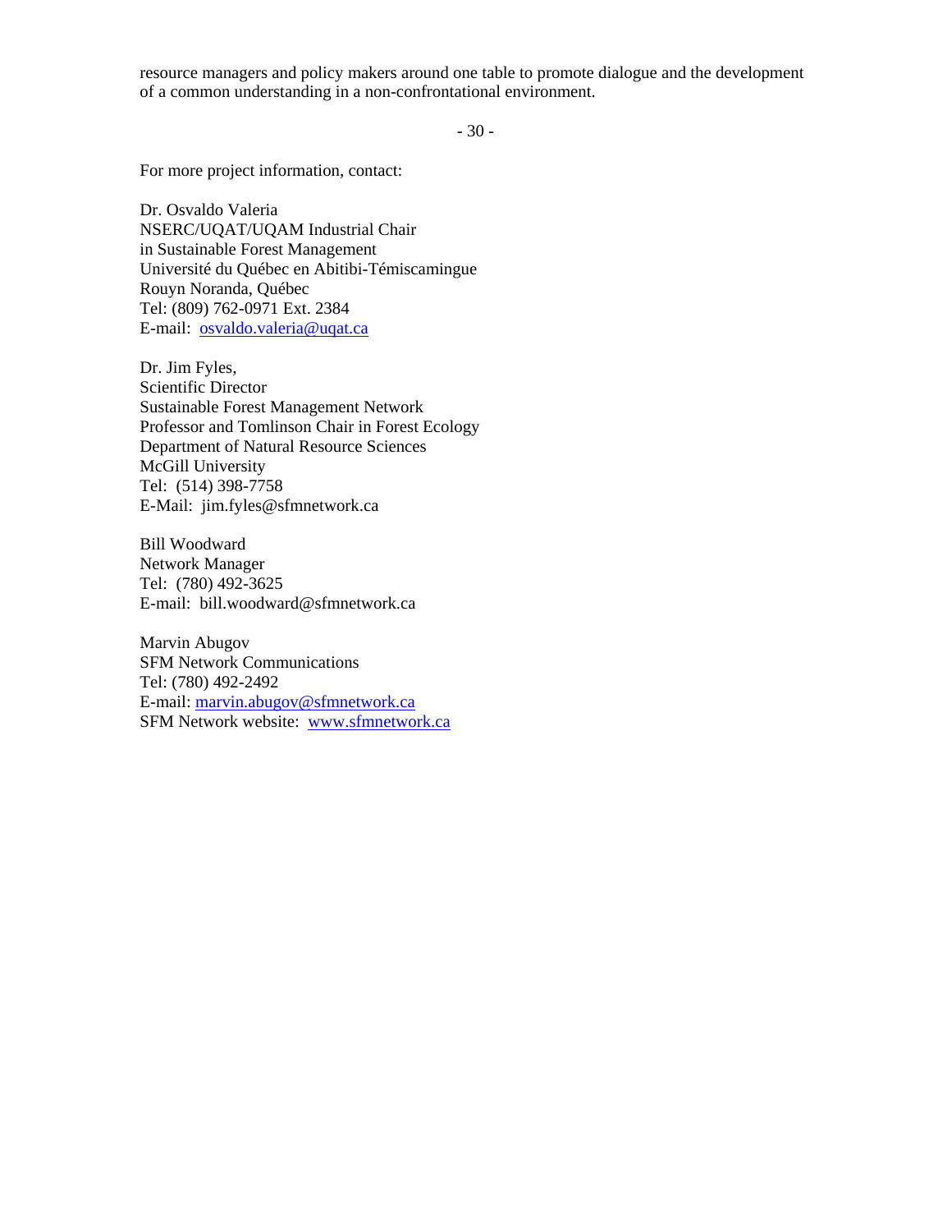resource managers and policy makers around one table to promote dialogue and the development of a common understanding in a non-confrontational environment.

- 30 -

For more project information, contact:

Dr. Osvaldo Valeria
NSERC/UQAT/UQAM Industrial Chair
in Sustainable Forest Management
Université du Québec en Abitibi-Témiscamingue
Rouyn Noranda, Québec
Tel: (809) 762-0971 Ext. 2384
E-mail: osvaldo.valeria@uqat.ca

Dr. Jim Fyles,
Scientific Director
Sustainable Forest Management Network
Professor and Tomlinson Chair in Forest Ecology
Department of Natural Resource Sciences
McGill University
Tel: (514) 398-7758
E-Mail: jim.fyles@sfmnetwork.ca

Bill Woodward
Network Manager
Tel: (780) 492-3625
E-mail: bill.woodward@sfmnetwork.ca

Marvin Abugov
SFM Network Communications
Tel: (780) 492-2492
E-mail: marvin.abugov@sfmnetwork.ca
SFM Network website: www.sfmnetwork.ca